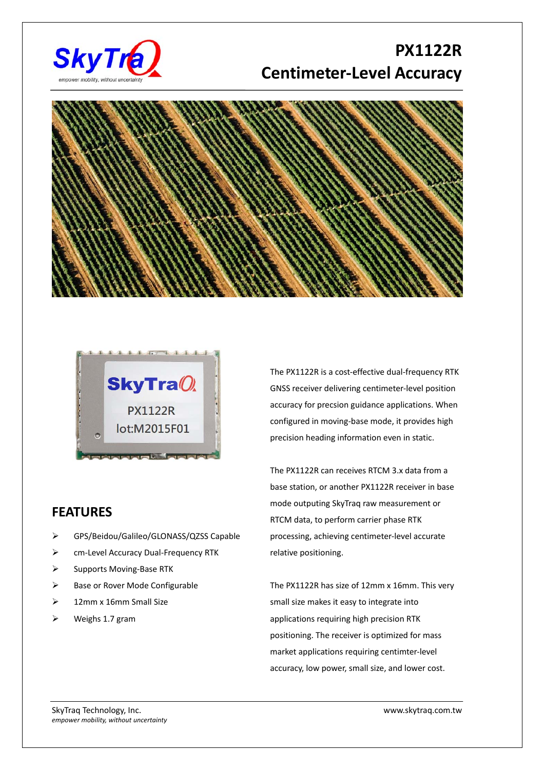# PX1122R

# Centimeter-Level Accuracy

The PX1122R is a cost-effective dual-frequency RTK GNSS receiver delivering centimeter-level position accuracy for precsion guidance applications. When configured in moving-base mode, it provides high precision heading information even in static.

The PX1122R can receives RTCM 3.x data from a base station, or another PX1122R receiver in base mode outputting SkyTraq raw measurement or RTCM data, to perform carrier phase RTK processing, achieving centimeter-level accurate relative positioning.

The PX1122R has size of 12mm x 16mm. This very small size makes it easy to integrate into applications requiring high precision RTK positioning. The receiver is optimized for mass market applications requiring centimter-level accuracy, low power, small size, and lower cost.

## FEATURES

- GPS/Beidou/Galileo/GLONASS/QZSS Capable
- cm-Level Accuracy Dual-Frequency RTK
- Supports Moving-Base RTK
- Base or Rover Mode Configurable
- 12mm x 16mm Small Size
- Weighs 1.7 gram

SkyTraq Technology, Inc.
*empower mobility, without uncertainty*

www.skytraq.com.tw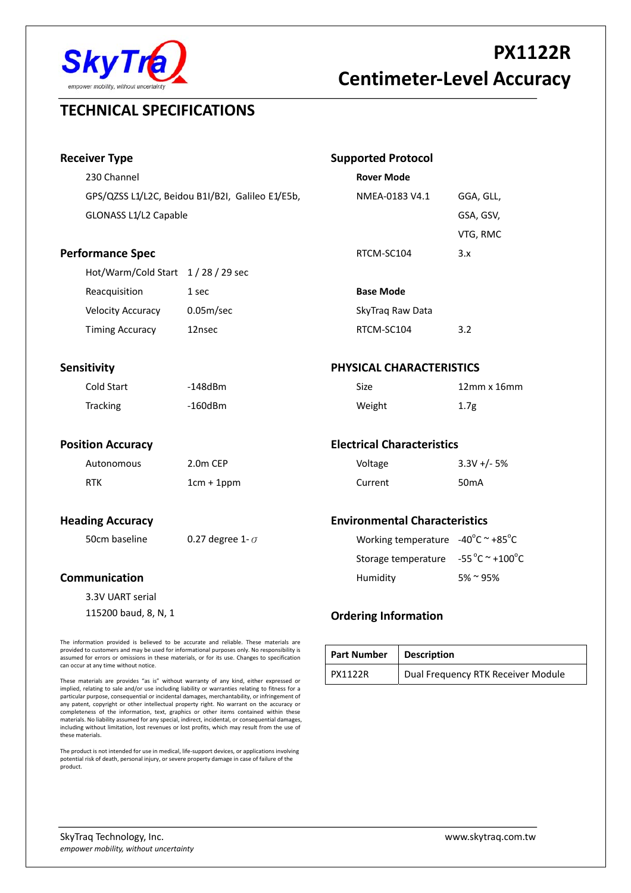# PX1122R
## Centimeter-Level Accuracy

## TECHNICAL SPECIFICATIONS

### Receiver Type

230 Channel

GPS/QZSS L1/L2C, Beidou B1I/B2I, Galileo E1/E5b, GLONASS L1/L2 Capable

### Performance Spec

| | |
|---|---|
| Hot/Warm/Cold Start | 1 / 28 / 29 sec |
| Reacquisition | 1 sec |
| Velocity Accuracy | 0.05m/sec |
| Timing Accuracy | 12nsec |

### Sensitivity

| | |
|---|---|
| Cold Start | -148dBm |
| Tracking | -160dBm |

### Position Accuracy

| | |
|---|---|
| Autonomous | 2.0m CEP |
| RTK | 1cm + 1ppm |

### Heading Accuracy

| | |
|---|---|
| 50cm baseline | 0.27 degree 1-$\sigma$ |

### Communication

3.3V UART serial
115200 baud, 8, N, 1

The information provided is believed to be accurate and reliable. These materials are provided to customers and may be used for informational purposes only. No responsibility is assumed for errors or omissions in these materials, or for its use. Changes to specification can occur at any time without notice.

These materials are provides "as is" without warranty of any kind, either expressed or implied, relating to sale and/or use including liability or warranties relating to fitness for a particular purpose, consequential or incidental damages, merchantability, or infringement of any patent, copyright or other intellectual property right. No warrant on the accuracy or completeness of the information, text, graphics or other items contained within these materials. No liability assumed for any special, indirect, incidental, or consequential damages, including without limitation, lost revenues or lost profits, which may result from the use of these materials.

The product is not intended for use in medical, life-support devices, or applications involving potential risk of death, personal injury, or severe property damage in case of failure of the product.

### Supported Protocol

**Rover Mode**

| | |
|---|---|
| NMEA-0183 V4.1 | GGA, GLL, GSA, GSV, VTG, RMC |
| RTCM-SC104 | 3.x |

**Base Mode**

| | |
|---|---|
| SkyTraq Raw Data | |
| RTCM-SC104 | 3.2 |

### PHYSICAL CHARACTERISTICS

| | |
|---|---|
| Size | 12mm x 16mm |
| Weight | 1.7g |

### Electrical Characteristics

| | |
|---|---|
| Voltage | 3.3V +/- 5% |
| Current | 50mA |

### Environmental Characteristics

| | |
|---|---|
| Working temperature | -40°C ~ +85°C |
| Storage temperature | -55 °C ~ +100°C |
| Humidity | 5% ~ 95% |

### Ordering Information

| Part Number | Description |
|---|---|
| PX1122R | Dual Frequency RTK Receiver Module |